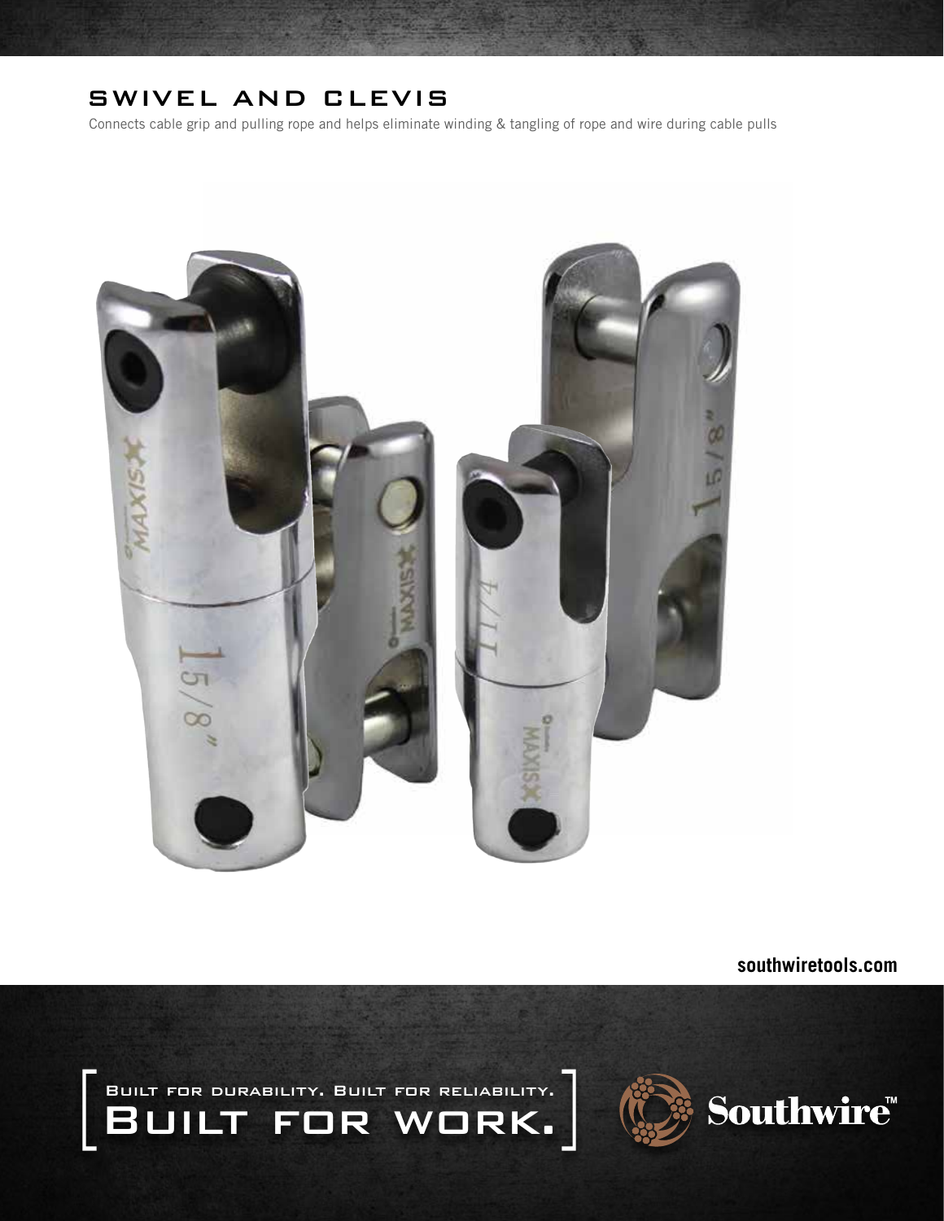# SWIVEL AND CLEVIS

Connects cable grip and pulling rope and helps eliminate winding & tangling of rope and wire during cable pulls

southwiretools.com

BUILT FOR DURABILITY. BUILT FOR RELIABILITY.
BUILT FOR WORK.

Southwire™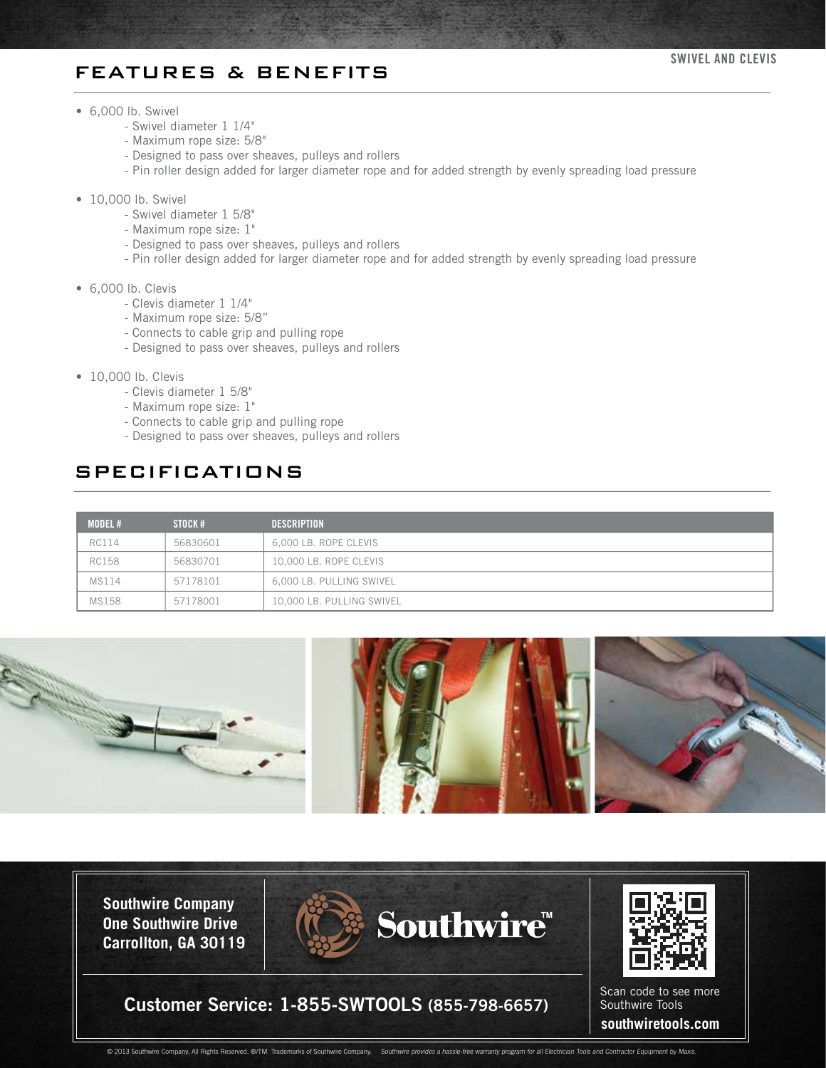SWIVEL AND CLEVIS

## FEATURES & BENEFITS

- 6,000 lb. Swivel
  - Swivel diameter 1 1/4"
  - Maximum rope size: 5/8"
  - Designed to pass over sheaves, pulleys and rollers
  - Pin roller design added for larger diameter rope and for added strength by evenly spreading load pressure
- 10,000 lb. Swivel
  - Swivel diameter 1 5/8"
  - Maximum rope size: 1"
  - Designed to pass over sheaves, pulleys and rollers
  - Pin roller design added for larger diameter rope and for added strength by evenly spreading load pressure
- 6,000 lb. Clevis
  - Clevis diameter 1 1/4"
  - Maximum rope size: 5/8"
  - Connects to cable grip and pulling rope
  - Designed to pass over sheaves, pulleys and rollers
- 10,000 lb. Clevis
  - Clevis diameter 1 5/8"
  - Maximum rope size: 1"
  - Connects to cable grip and pulling rope
  - Designed to pass over sheaves, pulleys and rollers

## SPECIFICATIONS

| MODEL # | STOCK # | DESCRIPTION |
|---|---|---|
| RC114 | 56830601 | 6,000 LB. ROPE CLEVIS |
| RC158 | 56830701 | 10,000 LB. ROPE CLEVIS |
| MS114 | 57178101 | 6,000 LB. PULLING SWIVEL |
| MS158 | 57178001 | 10,000 LB. PULLING SWIVEL |

**Southwire Company**
**One Southwire Drive**
**Carrollton, GA 30119**

Southwire™

Scan code to see more Southwire Tools

**southwiretools.com**

**Customer Service: 1-855-SWTOOLS (855-798-6657)**

© 2013 Southwire Company. All Rights Reserved. ®/TM Trademarks of Southwire Company. *Southwire provides a hassle-free warranty program for all Electrician Tools and Contractor Equipment by Maxis.*